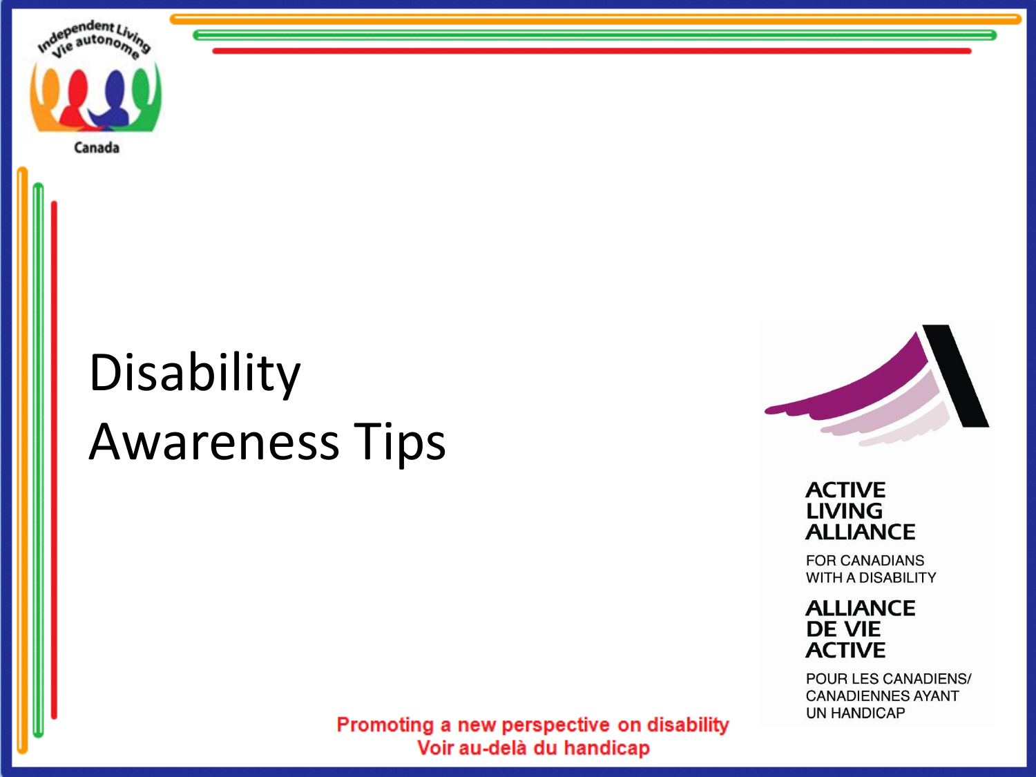Independent Living
Vie autonome
Canada

# Disability Awareness Tips

ACTIVE LIVING ALLIANCE
FOR CANADIANS WITH A DISABILITY

ALLIANCE DE VIE ACTIVE
POUR LES CANADIENS/CANADIENNES AYANT UN HANDICAP

**Promoting a new perspective on disability**
**Voir au-delà du handicap**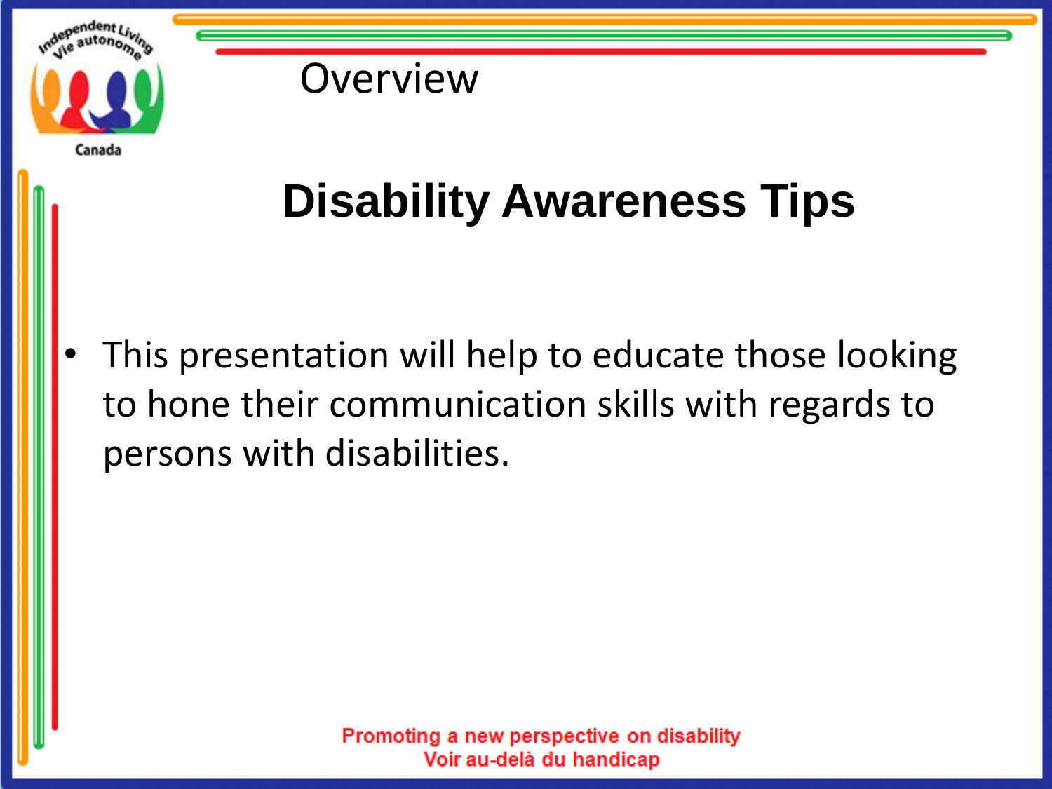# Overview

## Disability Awareness Tips

- This presentation will help to educate those looking to hone their communication skills with regards to persons with disabilities.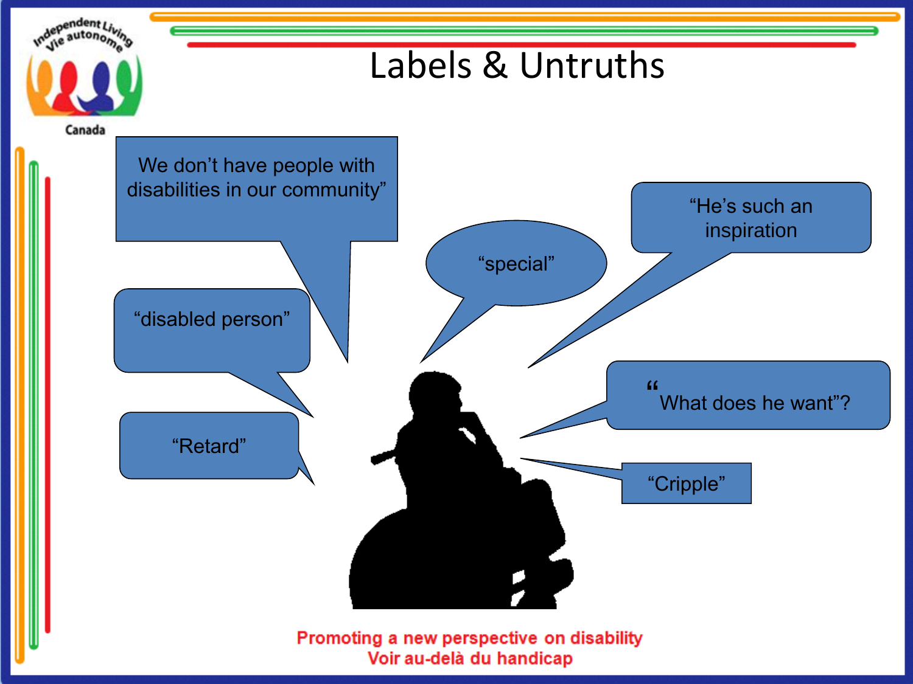# Labels & Untruths

We don't have people with disabilities in our community"

"special"

"He's such an inspiration

"disabled person"

"What does he want"?

"Retard"

"Cripple"

Promoting a new perspective on disability
Voir au-delà du handicap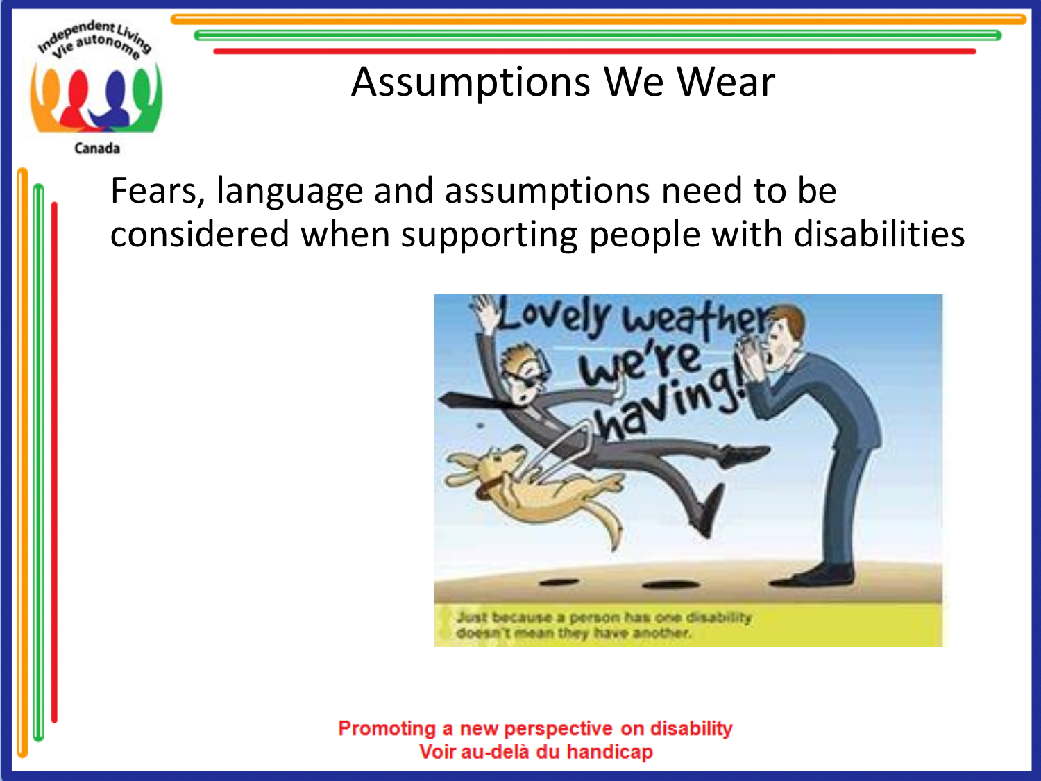# Assumptions We Wear

Fears, language and assumptions need to be considered when supporting people with disabilities

Lovely weather we're having!

Just because a person has one disability doesn't mean they have another.

Promoting a new perspective on disability
Voir au-delà du handicap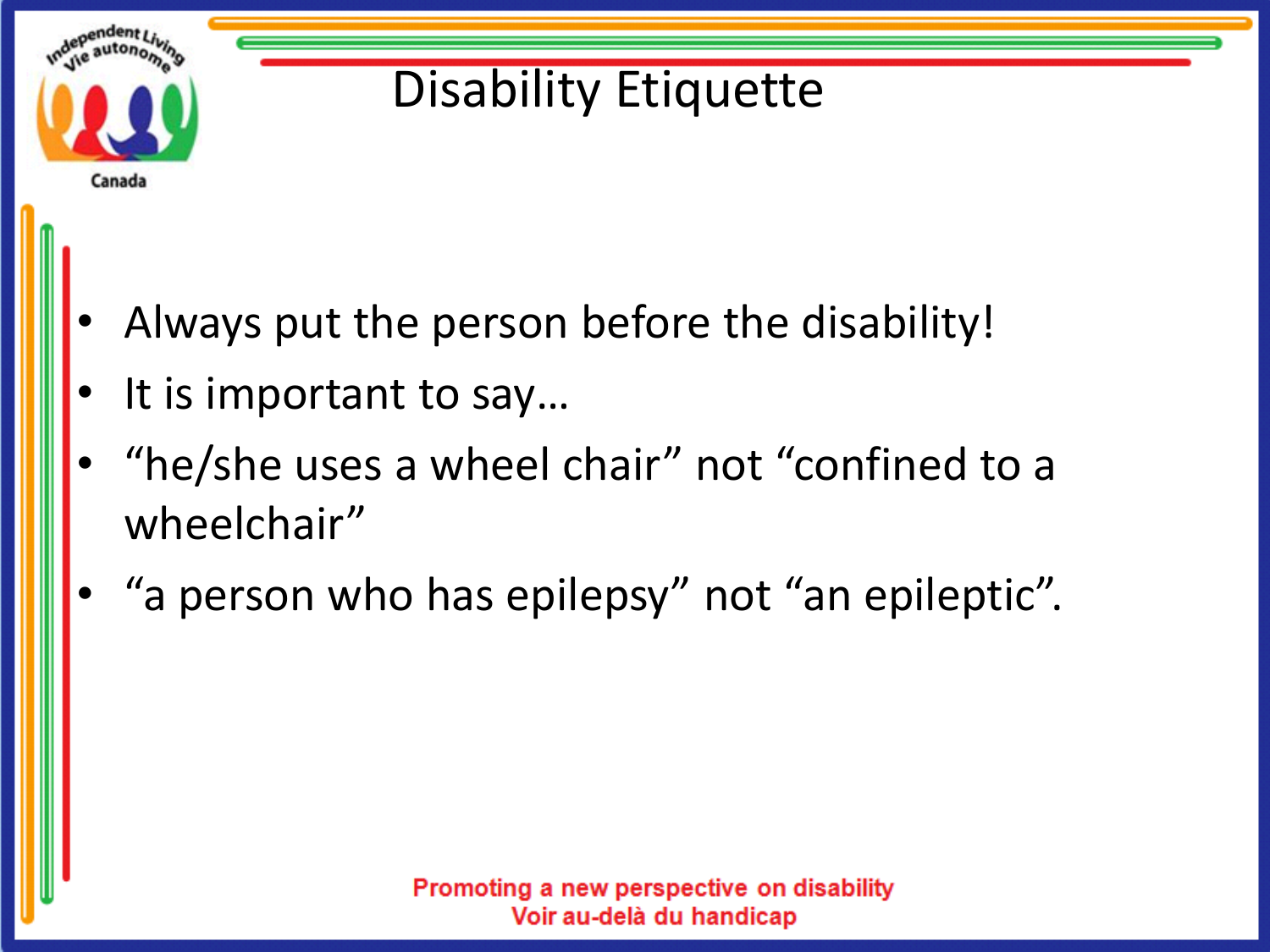# Disability Etiquette

- Always put the person before the disability!
- It is important to say…
- “he/she uses a wheel chair” not “confined to a wheelchair”
- “a person who has epilepsy” not “an epileptic”.

Promoting a new perspective on disability
Voir au-delà du handicap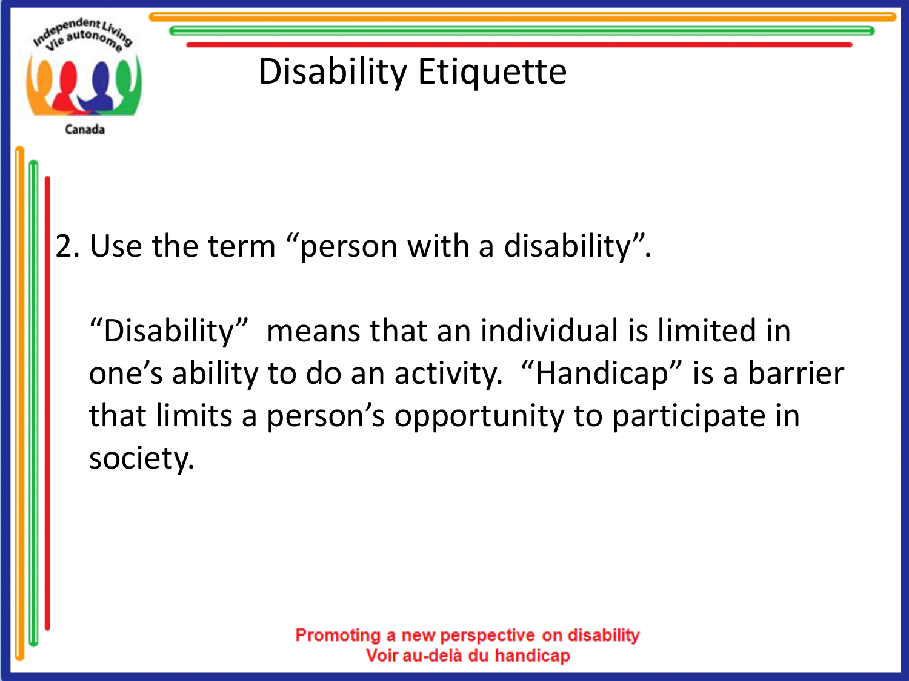# Disability Etiquette

2. Use the term "person with a disability".

   "Disability" means that an individual is limited in one's ability to do an activity. "Handicap" is a barrier that limits a person's opportunity to participate in society.

Promoting a new perspective on disability
Voir au-delà du handicap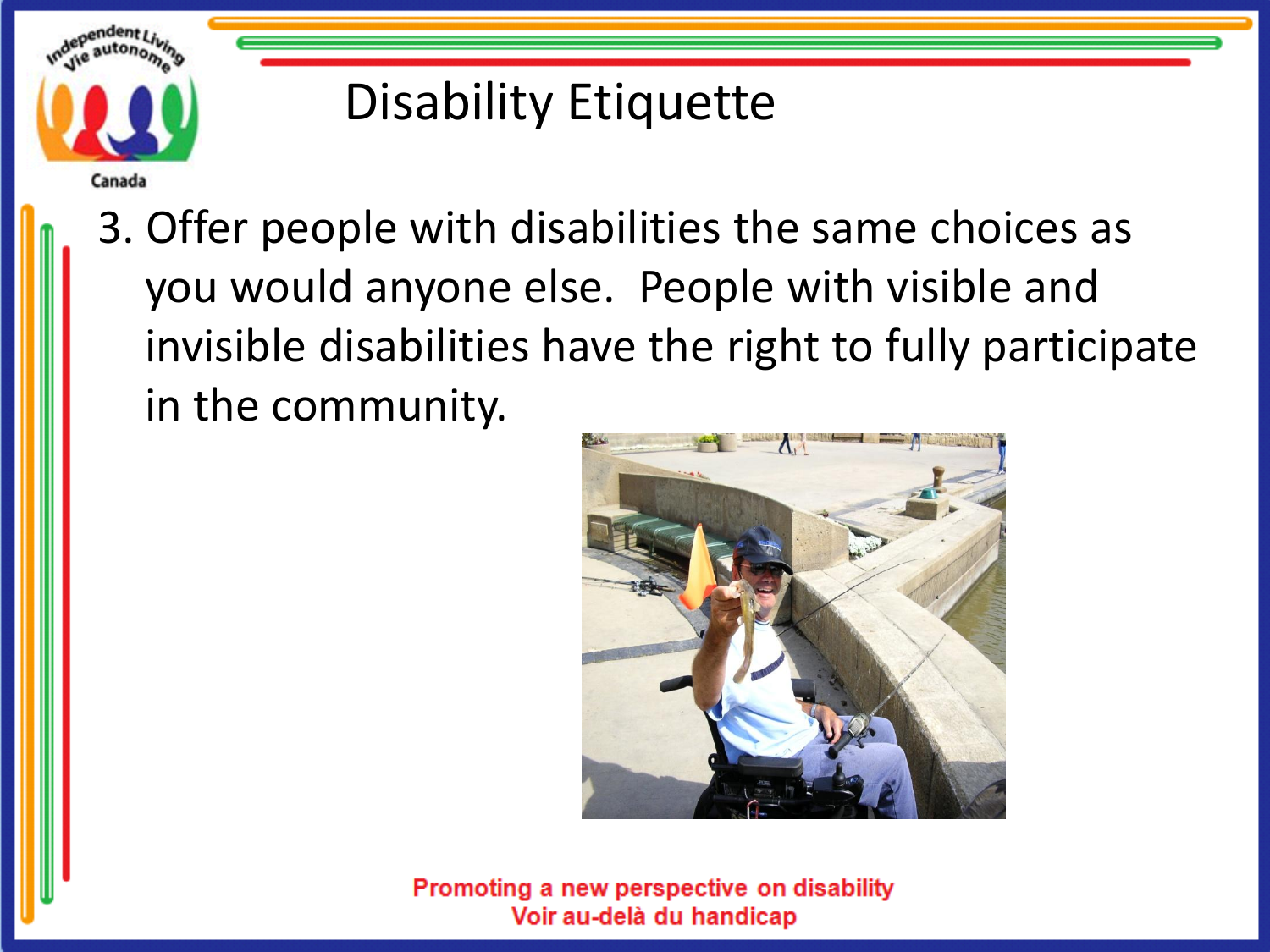# Disability Etiquette

3. Offer people with disabilities the same choices as you would anyone else. People with visible and invisible disabilities have the right to fully participate in the community.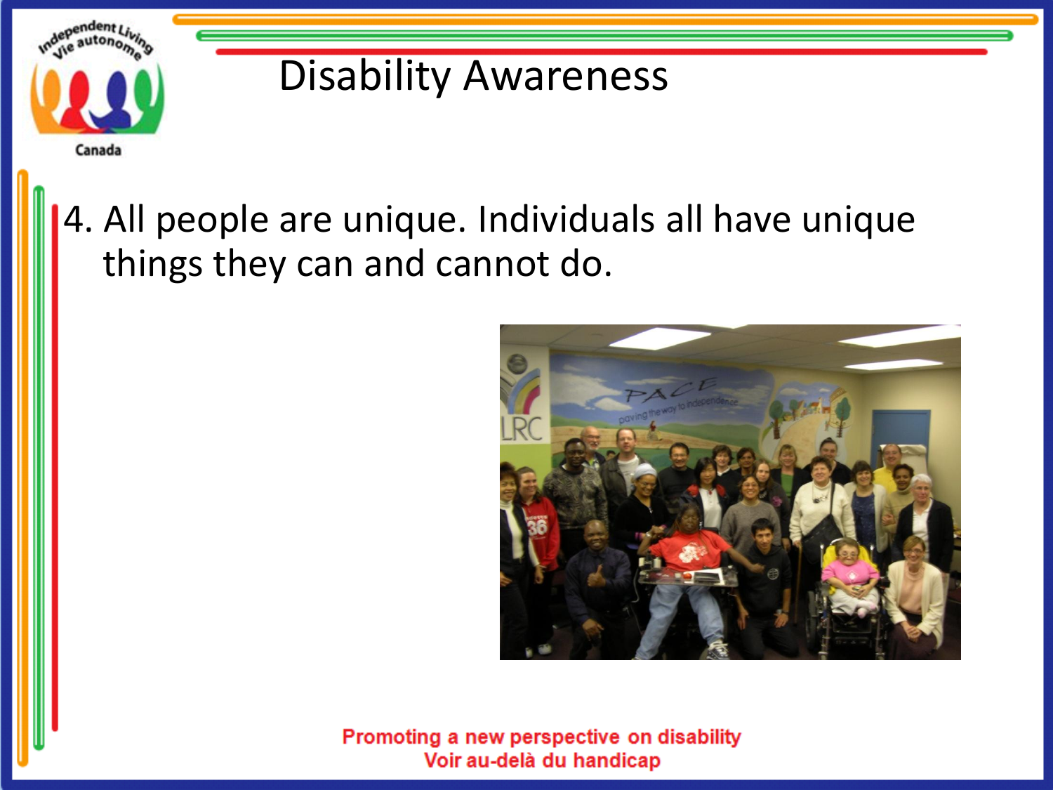# Disability Awareness

4. All people are unique. Individuals all have unique things they can and cannot do.

Promoting a new perspective on disability
Voir au-delà du handicap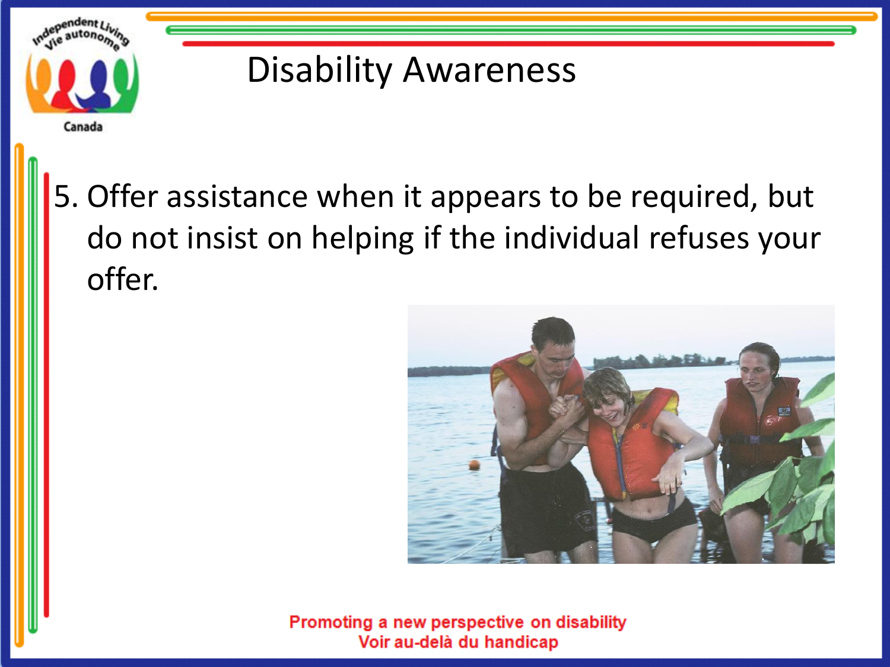# Disability Awareness

5. Offer assistance when it appears to be required, but do not insist on helping if the individual refuses your offer.

Promoting a new perspective on disability
Voir au-delà du handicap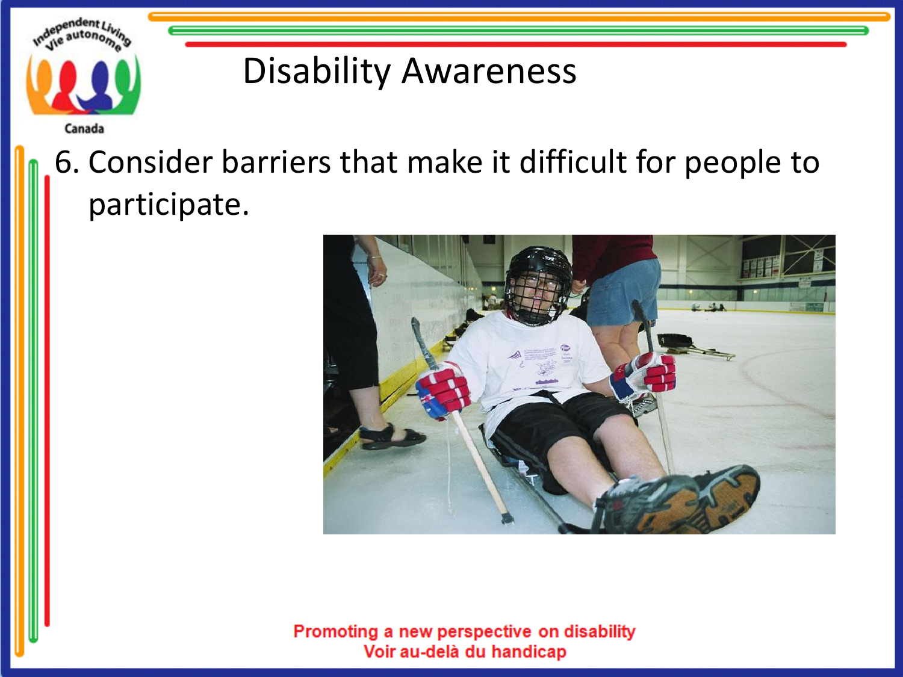# Disability Awareness

6. Consider barriers that make it difficult for people to participate.

Promoting a new perspective on disability
Voir au-delà du handicap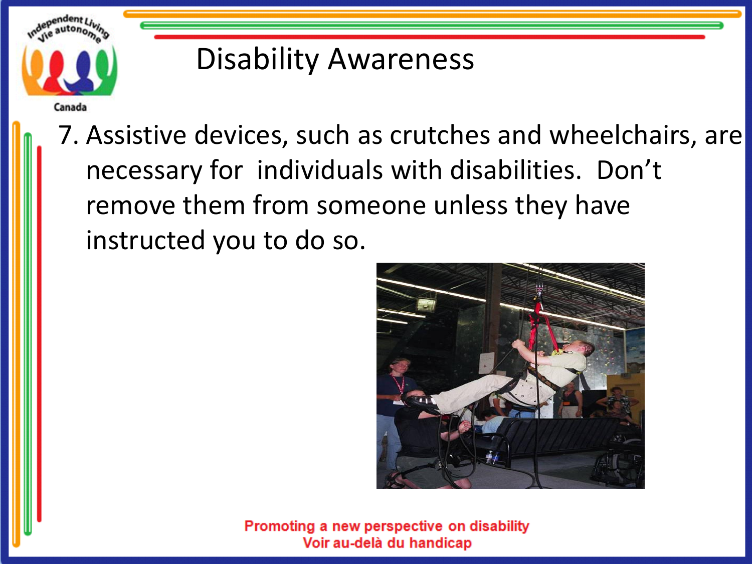# Disability Awareness

7. Assistive devices, such as crutches and wheelchairs, are necessary for individuals with disabilities. Don't remove them from someone unless they have instructed you to do so.

Promoting a new perspective on disability
Voir au-delà du handicap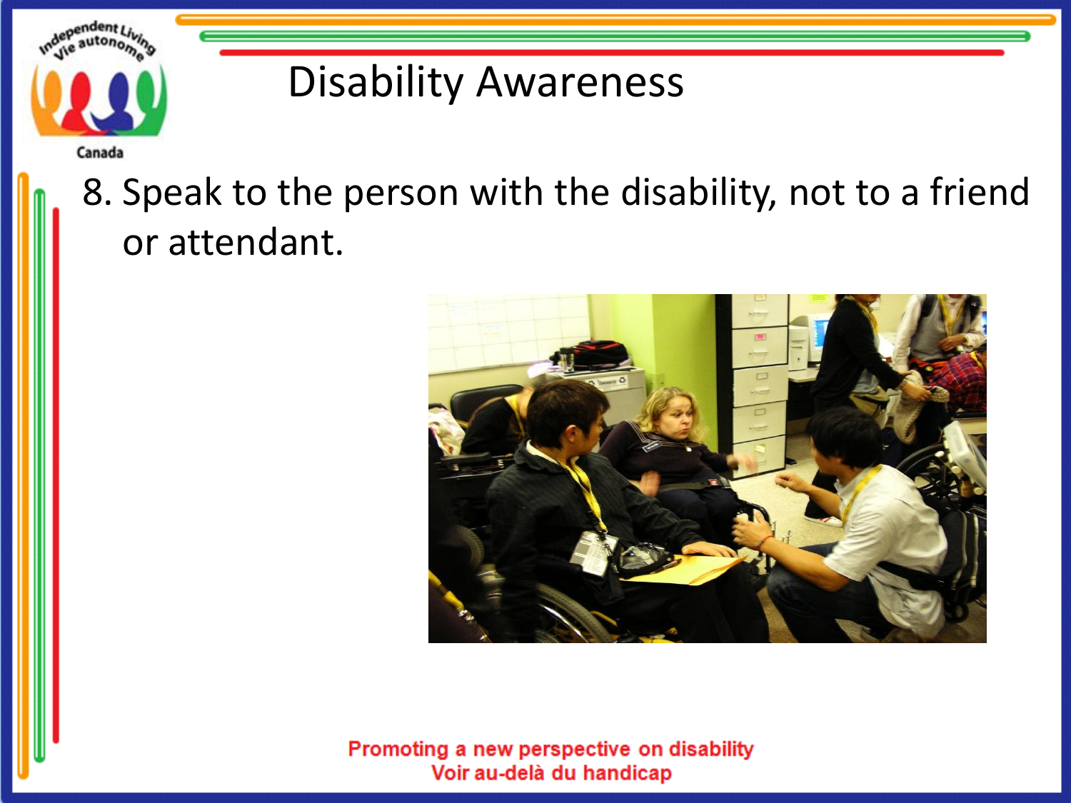# Disability Awareness

8. Speak to the person with the disability, not to a friend or attendant.

Promoting a new perspective on disability
Voir au-delà du handicap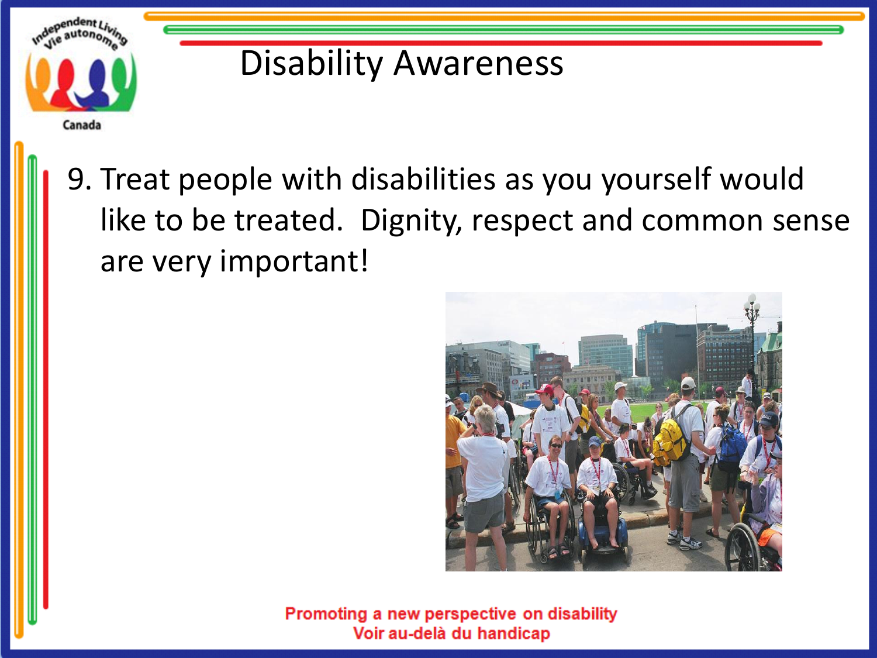# Disability Awareness

9. Treat people with disabilities as you yourself would like to be treated. Dignity, respect and common sense are very important!

**Promoting a new perspective on disability**
**Voir au-delà du handicap**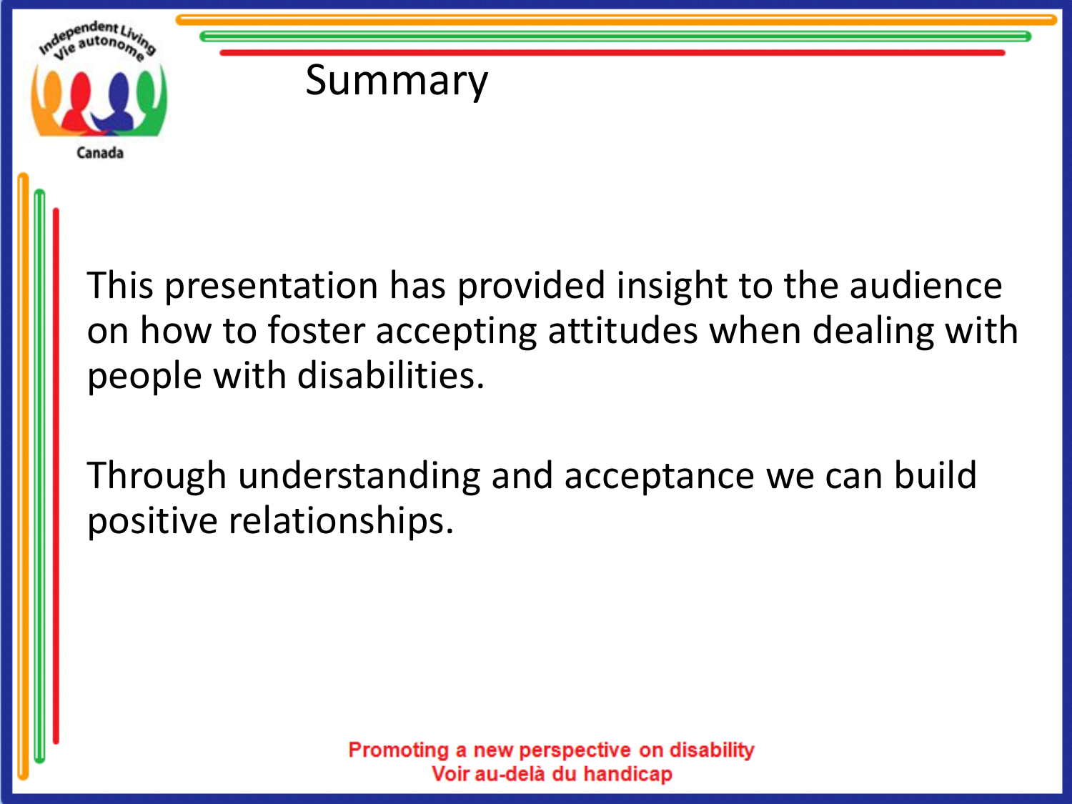# Summary

This presentation has provided insight to the audience on how to foster accepting attitudes when dealing with people with disabilities.

Through understanding and acceptance we can build positive relationships.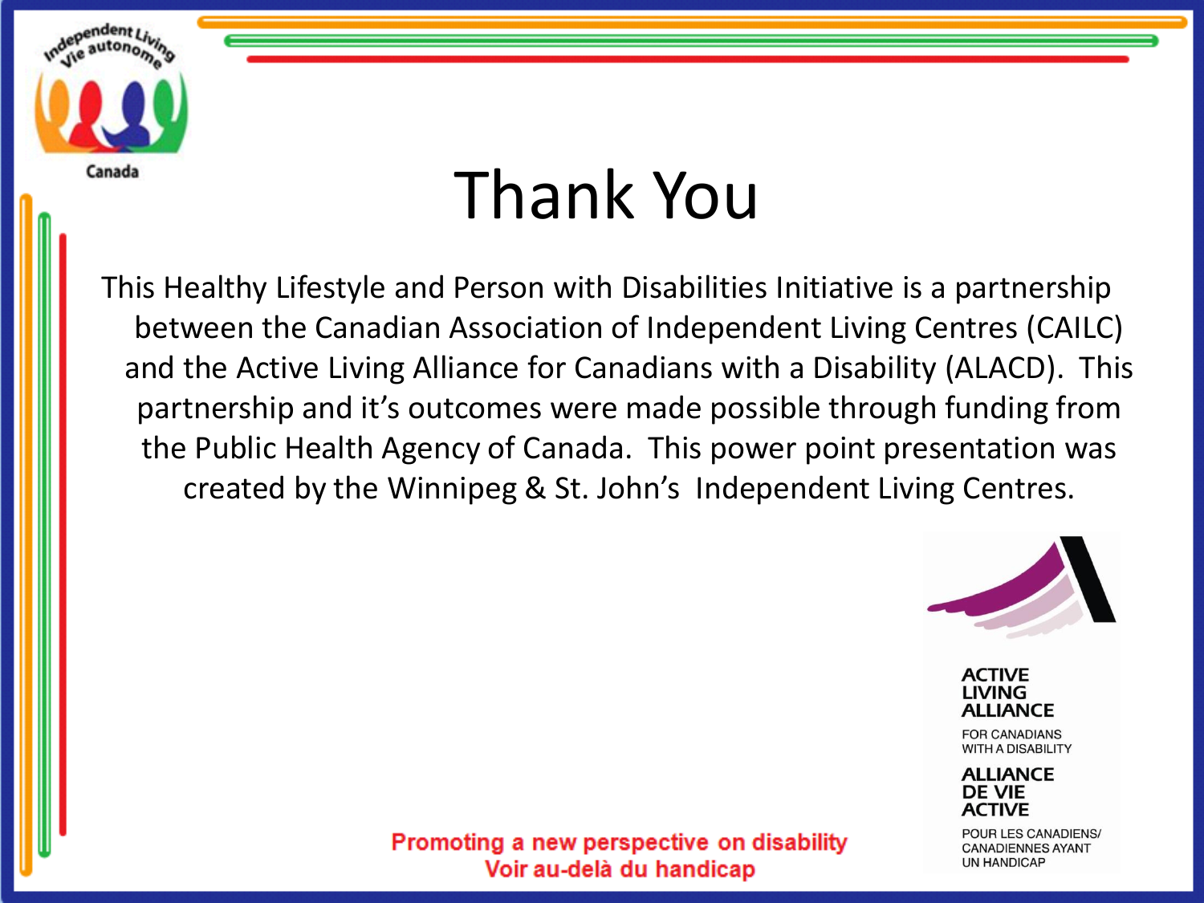# Thank You

This Healthy Lifestyle and Person with Disabilities Initiative is a partnership between the Canadian Association of Independent Living Centres (CAILC) and the Active Living Alliance for Canadians with a Disability (ALACD). This partnership and it's outcomes were made possible through funding from the Public Health Agency of Canada. This power point presentation was created by the Winnipeg & St. John's Independent Living Centres.

**Promoting a new perspective on disability**
**Voir au-delà du handicap**